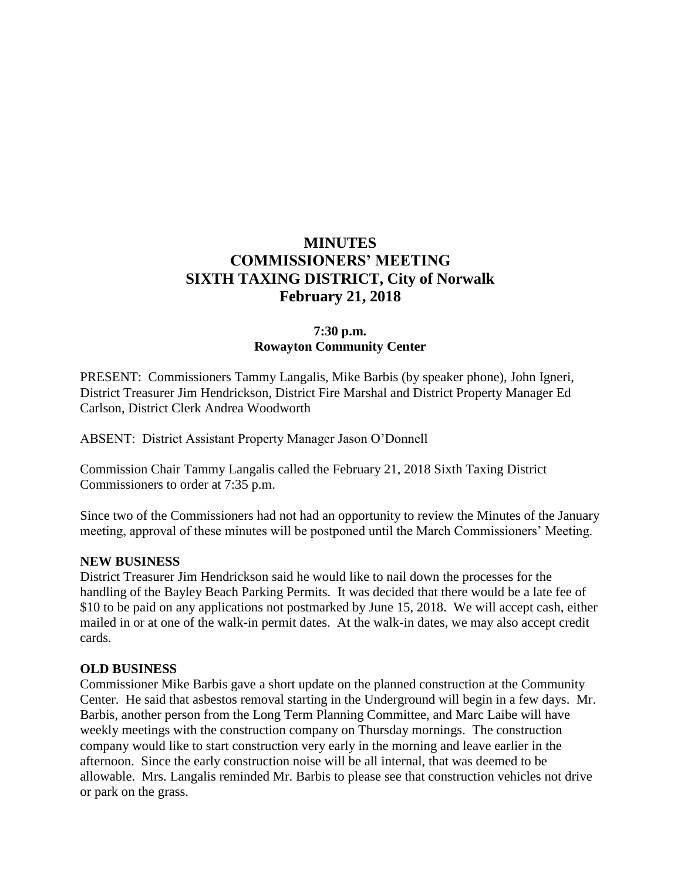# MINUTES
# COMMISSIONERS' MEETING
# SIXTH TAXING DISTRICT, City of Norwalk
# February 21, 2018

**7:30 p.m.**
**Rowayton Community Center**

PRESENT: Commissioners Tammy Langalis, Mike Barbis (by speaker phone), John Igneri, District Treasurer Jim Hendrickson, District Fire Marshal and District Property Manager Ed Carlson, District Clerk Andrea Woodworth

ABSENT: District Assistant Property Manager Jason O'Donnell

Commission Chair Tammy Langalis called the February 21, 2018 Sixth Taxing District Commissioners to order at 7:35 p.m.

Since two of the Commissioners had not had an opportunity to review the Minutes of the January meeting, approval of these minutes will be postponed until the March Commissioners' Meeting.

**NEW BUSINESS**

District Treasurer Jim Hendrickson said he would like to nail down the processes for the handling of the Bayley Beach Parking Permits. It was decided that there would be a late fee of $10 to be paid on any applications not postmarked by June 15, 2018. We will accept cash, either mailed in or at one of the walk-in permit dates. At the walk-in dates, we may also accept credit cards.

**OLD BUSINESS**

Commissioner Mike Barbis gave a short update on the planned construction at the Community Center. He said that asbestos removal starting in the Underground will begin in a few days. Mr. Barbis, another person from the Long Term Planning Committee, and Marc Laibe will have weekly meetings with the construction company on Thursday mornings. The construction company would like to start construction very early in the morning and leave earlier in the afternoon. Since the early construction noise will be all internal, that was deemed to be allowable. Mrs. Langalis reminded Mr. Barbis to please see that construction vehicles not drive or park on the grass.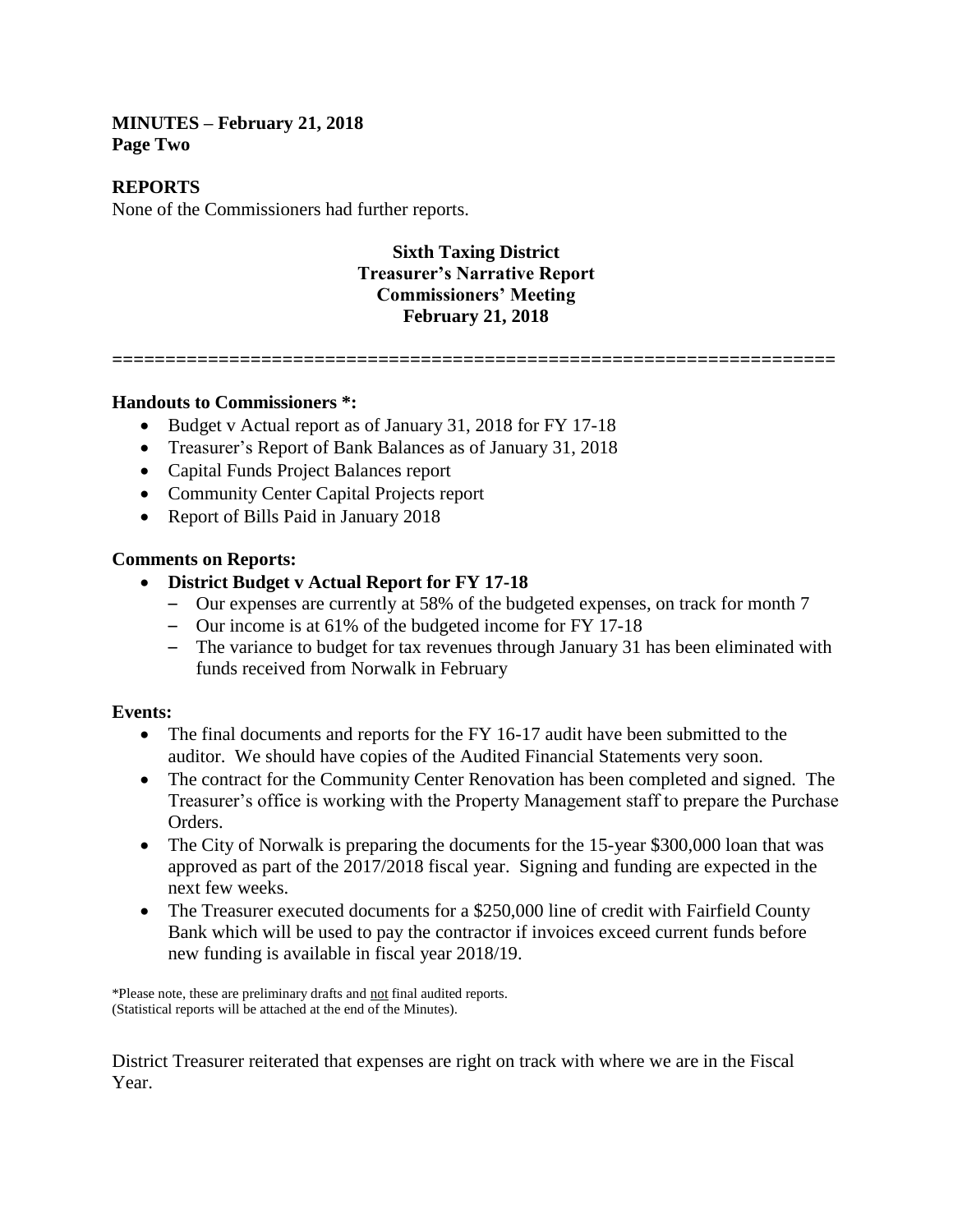**MINUTES – February 21, 2018**
**Page Two**

## REPORTS

None of the Commissioners had further reports.

### Sixth Taxing District
### Treasurer's Narrative Report
### Commissioners' Meeting
### February 21, 2018

====================================================================

**Handouts to Commissioners *:**

- Budget v Actual report as of January 31, 2018 for FY 17-18
- Treasurer's Report of Bank Balances as of January 31, 2018
- Capital Funds Project Balances report
- Community Center Capital Projects report
- Report of Bills Paid in January 2018

**Comments on Reports:**

- **District Budget v Actual Report for FY 17-18**
  - Our expenses are currently at 58% of the budgeted expenses, on track for month 7
  - Our income is at 61% of the budgeted income for FY 17-18
  - The variance to budget for tax revenues through January 31 has been eliminated with funds received from Norwalk in February

**Events:**

- The final documents and reports for the FY 16-17 audit have been submitted to the auditor. We should have copies of the Audited Financial Statements very soon.
- The contract for the Community Center Renovation has been completed and signed. The Treasurer's office is working with the Property Management staff to prepare the Purchase Orders.
- The City of Norwalk is preparing the documents for the 15-year $300,000 loan that was approved as part of the 2017/2018 fiscal year. Signing and funding are expected in the next few weeks.
- The Treasurer executed documents for a $250,000 line of credit with Fairfield County Bank which will be used to pay the contractor if invoices exceed current funds before new funding is available in fiscal year 2018/19.

*Please note, these are preliminary drafts and not final audited reports.
(Statistical reports will be attached at the end of the Minutes).

District Treasurer reiterated that expenses are right on track with where we are in the Fiscal Year.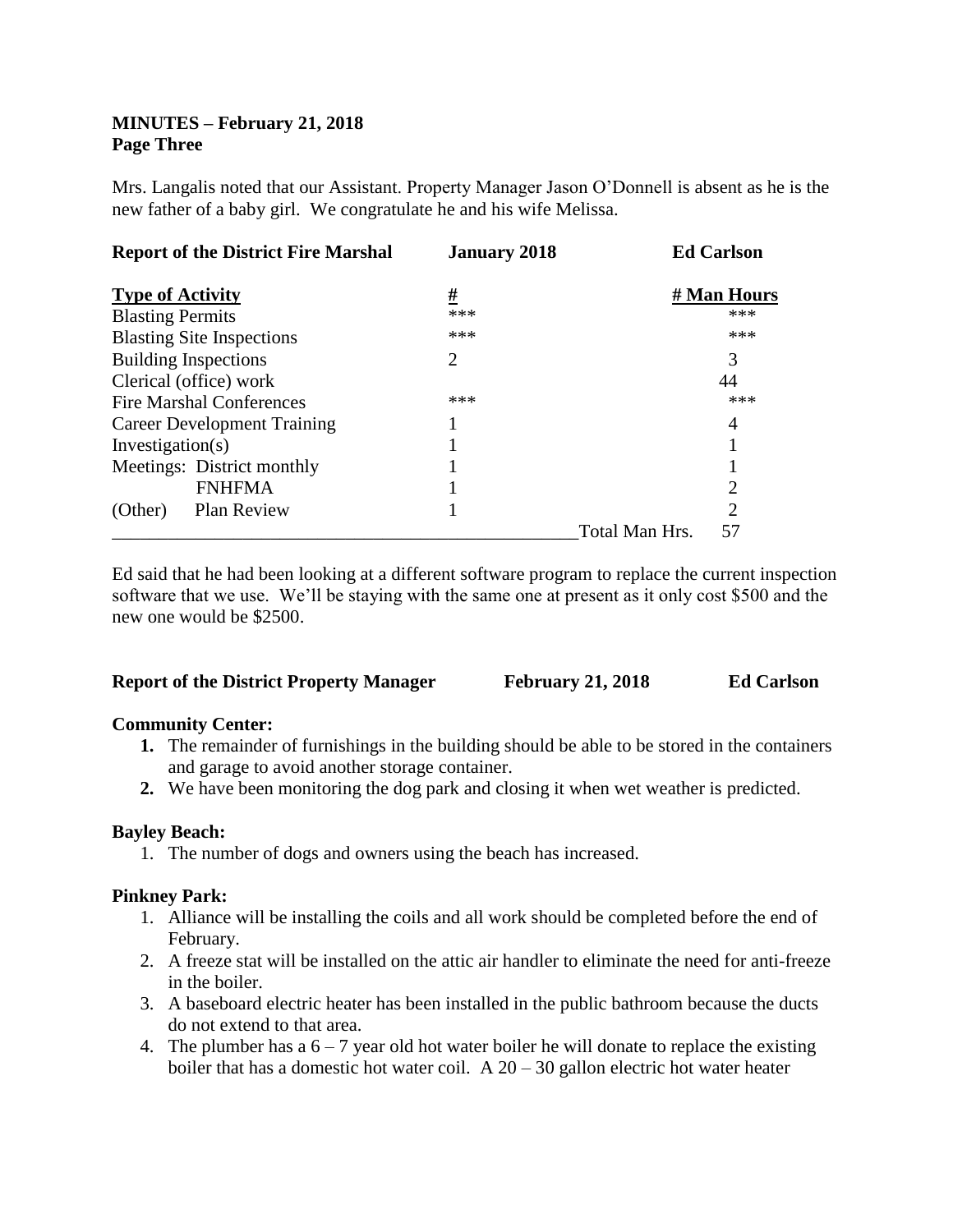**MINUTES – February 21, 2018**
**Page Three**

Mrs. Langalis noted that our Assistant. Property Manager Jason O'Donnell is absent as he is the new father of a baby girl. We congratulate he and his wife Melissa.

**Report of the District Fire Marshal** **January 2018** **Ed Carlson**

| Type of Activity | # | # Man Hours |
|---|---|---|
| Blasting Permits | *** | *** |
| Blasting Site Inspections | *** | *** |
| Building Inspections | 2 | 3 |
| Clerical (office) work | | 44 |
| Fire Marshal Conferences | *** | *** |
| Career Development Training | 1 | 4 |
| Investigation(s) | 1 | 1 |
| Meetings: District monthly | 1 | 1 |
| FNHFMA | 1 | 2 |
| (Other) Plan Review | 1 | 2 |
| | Total Man Hrs. | 57 |

Ed said that he had been looking at a different software program to replace the current inspection software that we use. We'll be staying with the same one at present as it only cost $500 and the new one would be $2500.

**Report of the District Property Manager** **February 21, 2018** **Ed Carlson**

**Community Center:**

1. The remainder of furnishings in the building should be able to be stored in the containers and garage to avoid another storage container.
2. We have been monitoring the dog park and closing it when wet weather is predicted.

**Bayley Beach:**

1. The number of dogs and owners using the beach has increased.

**Pinkney Park:**

1. Alliance will be installing the coils and all work should be completed before the end of February.
2. A freeze stat will be installed on the attic air handler to eliminate the need for anti-freeze in the boiler.
3. A baseboard electric heater has been installed in the public bathroom because the ducts do not extend to that area.
4. The plumber has a 6 – 7 year old hot water boiler he will donate to replace the existing boiler that has a domestic hot water coil. A 20 – 30 gallon electric hot water heater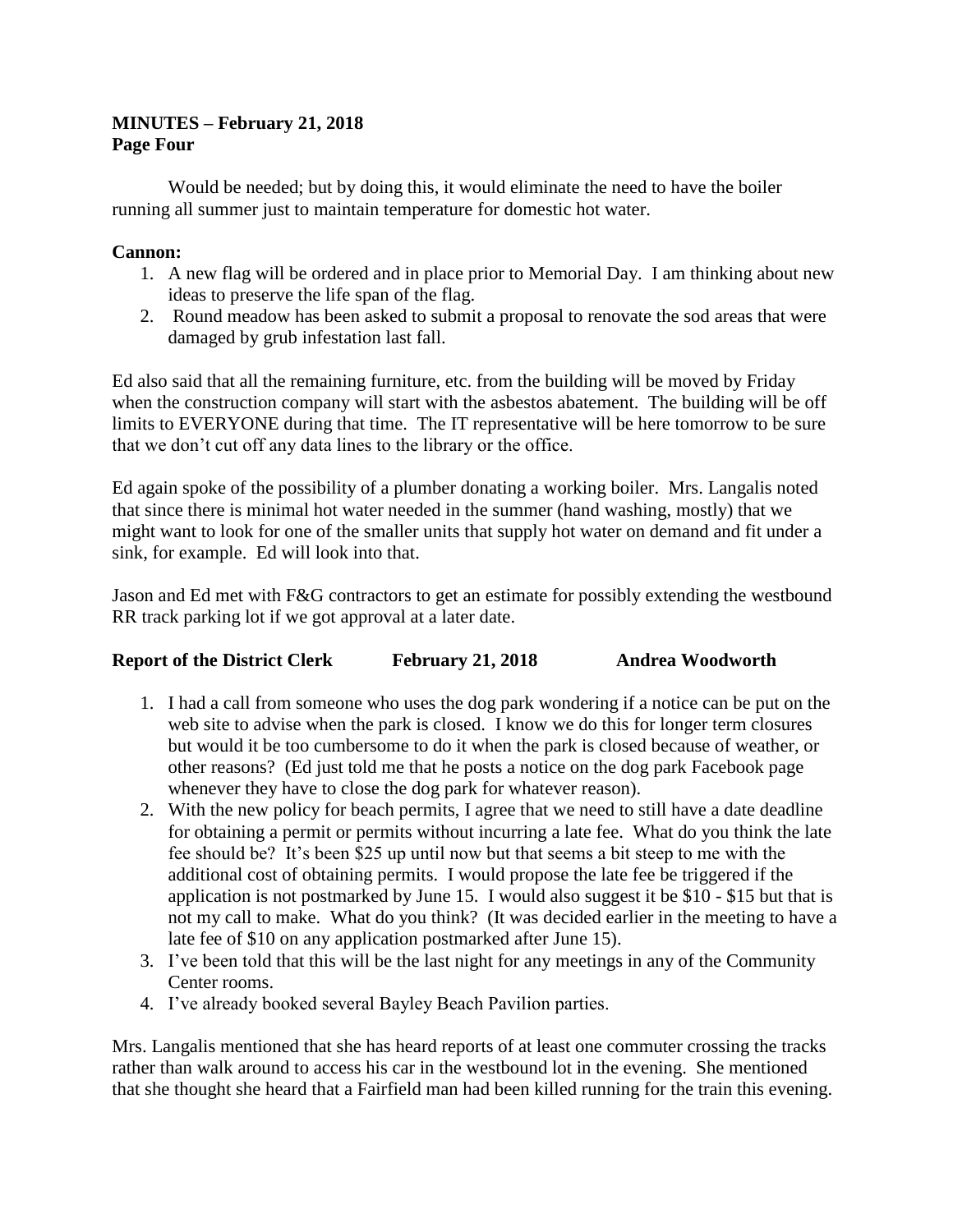Would be needed; but by doing this, it would eliminate the need to have the boiler running all summer just to maintain temperature for domestic hot water.

**Cannon:**

1. A new flag will be ordered and in place prior to Memorial Day. I am thinking about new ideas to preserve the life span of the flag.
2. Round meadow has been asked to submit a proposal to renovate the sod areas that were damaged by grub infestation last fall.

Ed also said that all the remaining furniture, etc. from the building will be moved by Friday when the construction company will start with the asbestos abatement. The building will be off limits to EVERYONE during that time. The IT representative will be here tomorrow to be sure that we don't cut off any data lines to the library or the office.

Ed again spoke of the possibility of a plumber donating a working boiler. Mrs. Langalis noted that since there is minimal hot water needed in the summer (hand washing, mostly) that we might want to look for one of the smaller units that supply hot water on demand and fit under a sink, for example. Ed will look into that.

Jason and Ed met with F&G contractors to get an estimate for possibly extending the westbound RR track parking lot if we got approval at a later date.

**Report of the District Clerk February 21, 2018 Andrea Woodworth**

1. I had a call from someone who uses the dog park wondering if a notice can be put on the web site to advise when the park is closed. I know we do this for longer term closures but would it be too cumbersome to do it when the park is closed because of weather, or other reasons? (Ed just told me that he posts a notice on the dog park Facebook page whenever they have to close the dog park for whatever reason).
2. With the new policy for beach permits, I agree that we need to still have a date deadline for obtaining a permit or permits without incurring a late fee. What do you think the late fee should be? It's been $25 up until now but that seems a bit steep to me with the additional cost of obtaining permits. I would propose the late fee be triggered if the application is not postmarked by June 15. I would also suggest it be $10 - $15 but that is not my call to make. What do you think? (It was decided earlier in the meeting to have a late fee of $10 on any application postmarked after June 15).
3. I've been told that this will be the last night for any meetings in any of the Community Center rooms.
4. I've already booked several Bayley Beach Pavilion parties.

Mrs. Langalis mentioned that she has heard reports of at least one commuter crossing the tracks rather than walk around to access his car in the westbound lot in the evening. She mentioned that she thought she heard that a Fairfield man had been killed running for the train this evening.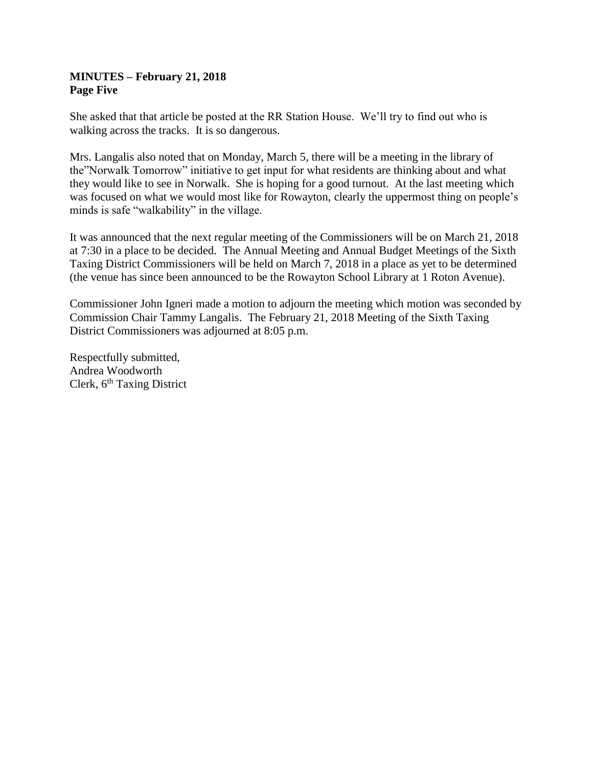**MINUTES – February 21, 2018**
**Page Five**

She asked that that article be posted at the RR Station House. We'll try to find out who is walking across the tracks. It is so dangerous.

Mrs. Langalis also noted that on Monday, March 5, there will be a meeting in the library of the"Norwalk Tomorrow" initiative to get input for what residents are thinking about and what they would like to see in Norwalk. She is hoping for a good turnout. At the last meeting which was focused on what we would most like for Rowayton, clearly the uppermost thing on people's minds is safe "walkability" in the village.

It was announced that the next regular meeting of the Commissioners will be on March 21, 2018 at 7:30 in a place to be decided. The Annual Meeting and Annual Budget Meetings of the Sixth Taxing District Commissioners will be held on March 7, 2018 in a place as yet to be determined (the venue has since been announced to be the Rowayton School Library at 1 Roton Avenue).

Commissioner John Igneri made a motion to adjourn the meeting which motion was seconded by Commission Chair Tammy Langalis. The February 21, 2018 Meeting of the Sixth Taxing District Commissioners was adjourned at 8:05 p.m.

Respectfully submitted,
Andrea Woodworth
Clerk, 6th Taxing District